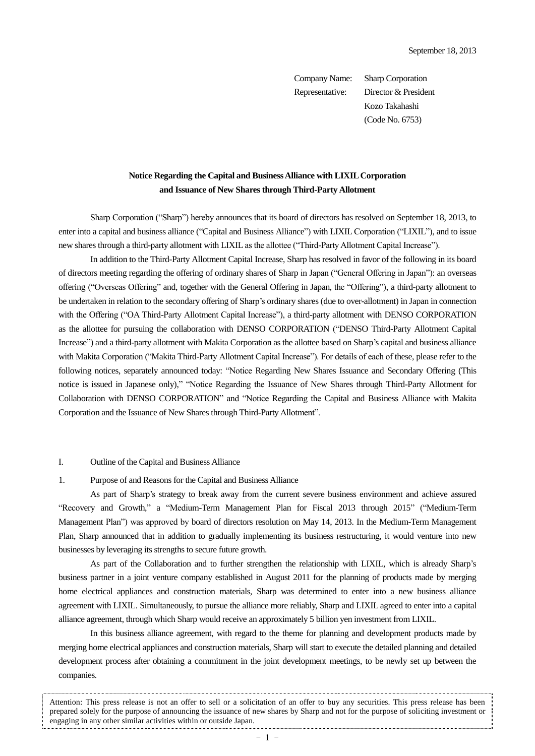September 18, 2013

Company Name: Sharp Corporation
Representative: Director & President
Kozo Takahashi
(Code No. 6753)

## Notice Regarding the Capital and Business Alliance with LIXIL Corporation and Issuance of New Shares through Third-Party Allotment

Sharp Corporation ("Sharp") hereby announces that its board of directors has resolved on September 18, 2013, to enter into a capital and business alliance ("Capital and Business Alliance") with LIXIL Corporation ("LIXIL"), and to issue new shares through a third-party allotment with LIXIL as the allottee ("Third-Party Allotment Capital Increase").

In addition to the Third-Party Allotment Capital Increase, Sharp has resolved in favor of the following in its board of directors meeting regarding the offering of ordinary shares of Sharp in Japan ("General Offering in Japan"): an overseas offering ("Overseas Offering" and, together with the General Offering in Japan, the "Offering"), a third-party allotment to be undertaken in relation to the secondary offering of Sharp's ordinary shares (due to over-allotment) in Japan in connection with the Offering ("OA Third-Party Allotment Capital Increase"), a third-party allotment with DENSO CORPORATION as the allottee for pursuing the collaboration with DENSO CORPORATION ("DENSO Third-Party Allotment Capital Increase") and a third-party allotment with Makita Corporation as the allottee based on Sharp's capital and business alliance with Makita Corporation ("Makita Third-Party Allotment Capital Increase"). For details of each of these, please refer to the following notices, separately announced today: "Notice Regarding New Shares Issuance and Secondary Offering (This notice is issued in Japanese only)," "Notice Regarding the Issuance of New Shares through Third-Party Allotment for Collaboration with DENSO CORPORATION" and "Notice Regarding the Capital and Business Alliance with Makita Corporation and the Issuance of New Shares through Third-Party Allotment".

### I. Outline of the Capital and Business Alliance

#### 1. Purpose of and Reasons for the Capital and Business Alliance

As part of Sharp's strategy to break away from the current severe business environment and achieve assured "Recovery and Growth," a "Medium-Term Management Plan for Fiscal 2013 through 2015" ("Medium-Term Management Plan") was approved by board of directors resolution on May 14, 2013. In the Medium-Term Management Plan, Sharp announced that in addition to gradually implementing its business restructuring, it would venture into new businesses by leveraging its strengths to secure future growth.

As part of the Collaboration and to further strengthen the relationship with LIXIL, which is already Sharp's business partner in a joint venture company established in August 2011 for the planning of products made by merging home electrical appliances and construction materials, Sharp was determined to enter into a new business alliance agreement with LIXIL. Simultaneously, to pursue the alliance more reliably, Sharp and LIXIL agreed to enter into a capital alliance agreement, through which Sharp would receive an approximately 5 billion yen investment from LIXIL.

In this business alliance agreement, with regard to the theme for planning and development products made by merging home electrical appliances and construction materials, Sharp will start to execute the detailed planning and detailed development process after obtaining a commitment in the joint development meetings, to be newly set up between the companies.

Attention: This press release is not an offer to sell or a solicitation of an offer to buy any securities. This press release has been prepared solely for the purpose of announcing the issuance of new shares by Sharp and not for the purpose of soliciting investment or engaging in any other similar activities within or outside Japan.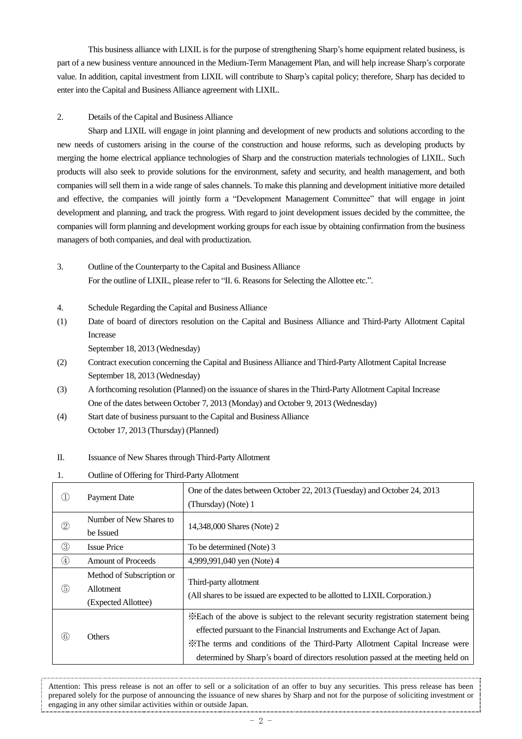This business alliance with LIXIL is for the purpose of strengthening Sharp's home equipment related business, is part of a new business venture announced in the Medium-Term Management Plan, and will help increase Sharp's corporate value. In addition, capital investment from LIXIL will contribute to Sharp's capital policy; therefore, Sharp has decided to enter into the Capital and Business Alliance agreement with LIXIL.

2. Details of the Capital and Business Alliance

Sharp and LIXIL will engage in joint planning and development of new products and solutions according to the new needs of customers arising in the course of the construction and house reforms, such as developing products by merging the home electrical appliance technologies of Sharp and the construction materials technologies of LIXIL. Such products will also seek to provide solutions for the environment, safety and security, and health management, and both companies will sell them in a wide range of sales channels. To make this planning and development initiative more detailed and effective, the companies will jointly form a "Development Management Committee" that will engage in joint development and planning, and track the progress. With regard to joint development issues decided by the committee, the companies will form planning and development working groups for each issue by obtaining confirmation from the business managers of both companies, and deal with productization.

3. Outline of the Counterparty to the Capital and Business Alliance

For the outline of LIXIL, please refer to "II. 6. Reasons for Selecting the Allottee etc.".

4. Schedule Regarding the Capital and Business Alliance

(1) Date of board of directors resolution on the Capital and Business Alliance and Third-Party Allotment Capital Increase
September 18, 2013 (Wednesday)

(2) Contract execution concerning the Capital and Business Alliance and Third-Party Allotment Capital Increase
September 18, 2013 (Wednesday)

(3) A forthcoming resolution (Planned) on the issuance of shares in the Third-Party Allotment Capital Increase
One of the dates between October 7, 2013 (Monday) and October 9, 2013 (Wednesday)

(4) Start date of business pursuant to the Capital and Business Alliance
October 17, 2013 (Thursday) (Planned)

II. Issuance of New Shares through Third-Party Allotment

1. Outline of Offering for Third-Party Allotment

| | | |
|---|---|---|
| ① | Payment Date | One of the dates between October 22, 2013 (Tuesday) and October 24, 2013 (Thursday) (Note) 1 |
| ② | Number of New Shares to be Issued | 14,348,000 Shares (Note) 2 |
| ③ | Issue Price | To be determined (Note) 3 |
| ④ | Amount of Proceeds | 4,999,991,040 yen (Note) 4 |
| ⑤ | Method of Subscription or Allotment (Expected Allottee) | Third-party allotment (All shares to be issued are expected to be allotted to LIXIL Corporation.) |
| ⑥ | Others | ※Each of the above is subject to the relevant security registration statement being effected pursuant to the Financial Instruments and Exchange Act of Japan. ※The terms and conditions of the Third-Party Allotment Capital Increase were determined by Sharp's board of directors resolution passed at the meeting held on |

Attention: This press release is not an offer to sell or a solicitation of an offer to buy any securities. This press release has been prepared solely for the purpose of announcing the issuance of new shares by Sharp and not for the purpose of soliciting investment or engaging in any other similar activities within or outside Japan.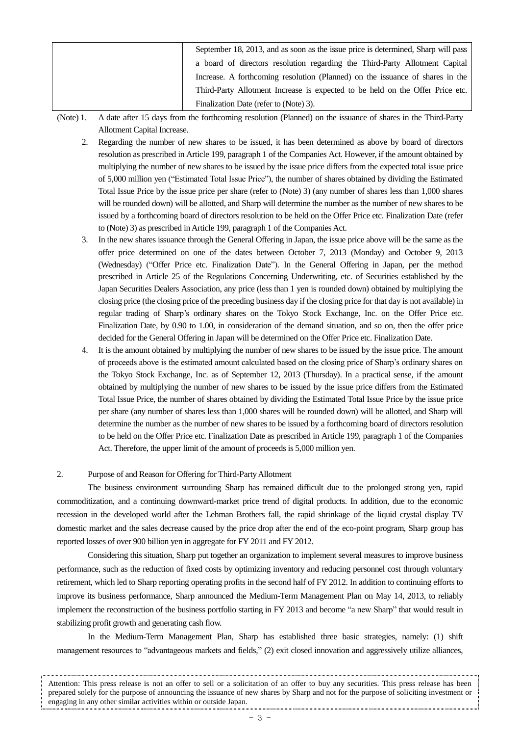|  | September 18, 2013, and as soon as the issue price is determined, Sharp will pass a board of directors resolution regarding the Third-Party Allotment Capital Increase. A forthcoming resolution (Planned) on the issuance of shares in the Third-Party Allotment Increase is expected to be held on the Offer Price etc. Finalization Date (refer to (Note) 3). |
|---|---|

(Note) 1. A date after 15 days from the forthcoming resolution (Planned) on the issuance of shares in the Third-Party Allotment Capital Increase.

2. Regarding the number of new shares to be issued, it has been determined as above by board of directors resolution as prescribed in Article 199, paragraph 1 of the Companies Act. However, if the amount obtained by multiplying the number of new shares to be issued by the issue price differs from the expected total issue price of 5,000 million yen ("Estimated Total Issue Price"), the number of shares obtained by dividing the Estimated Total Issue Price by the issue price per share (refer to (Note) 3) (any number of shares less than 1,000 shares will be rounded down) will be allotted, and Sharp will determine the number as the number of new shares to be issued by a forthcoming board of directors resolution to be held on the Offer Price etc. Finalization Date (refer to (Note) 3) as prescribed in Article 199, paragraph 1 of the Companies Act.

3. In the new shares issuance through the General Offering in Japan, the issue price above will be the same as the offer price determined on one of the dates between October 7, 2013 (Monday) and October 9, 2013 (Wednesday) ("Offer Price etc. Finalization Date"). In the General Offering in Japan, per the method prescribed in Article 25 of the Regulations Concerning Underwriting, etc. of Securities established by the Japan Securities Dealers Association, any price (less than 1 yen is rounded down) obtained by multiplying the closing price (the closing price of the preceding business day if the closing price for that day is not available) in regular trading of Sharp's ordinary shares on the Tokyo Stock Exchange, Inc. on the Offer Price etc. Finalization Date, by 0.90 to 1.00, in consideration of the demand situation, and so on, then the offer price decided for the General Offering in Japan will be determined on the Offer Price etc. Finalization Date.

4. It is the amount obtained by multiplying the number of new shares to be issued by the issue price. The amount of proceeds above is the estimated amount calculated based on the closing price of Sharp's ordinary shares on the Tokyo Stock Exchange, Inc. as of September 12, 2013 (Thursday). In a practical sense, if the amount obtained by multiplying the number of new shares to be issued by the issue price differs from the Estimated Total Issue Price, the number of shares obtained by dividing the Estimated Total Issue Price by the issue price per share (any number of shares less than 1,000 shares will be rounded down) will be allotted, and Sharp will determine the number as the number of new shares to be issued by a forthcoming board of directors resolution to be held on the Offer Price etc. Finalization Date as prescribed in Article 199, paragraph 1 of the Companies Act. Therefore, the upper limit of the amount of proceeds is 5,000 million yen.

## 2. Purpose of and Reason for Offering for Third-Party Allotment

The business environment surrounding Sharp has remained difficult due to the prolonged strong yen, rapid commoditization, and a continuing downward-market price trend of digital products. In addition, due to the economic recession in the developed world after the Lehman Brothers fall, the rapid shrinkage of the liquid crystal display TV domestic market and the sales decrease caused by the price drop after the end of the eco-point program, Sharp group has reported losses of over 900 billion yen in aggregate for FY 2011 and FY 2012.

Considering this situation, Sharp put together an organization to implement several measures to improve business performance, such as the reduction of fixed costs by optimizing inventory and reducing personnel cost through voluntary retirement, which led to Sharp reporting operating profits in the second half of FY 2012. In addition to continuing efforts to improve its business performance, Sharp announced the Medium-Term Management Plan on May 14, 2013, to reliably implement the reconstruction of the business portfolio starting in FY 2013 and become "a new Sharp" that would result in stabilizing profit growth and generating cash flow.

In the Medium-Term Management Plan, Sharp has established three basic strategies, namely: (1) shift management resources to "advantageous markets and fields," (2) exit closed innovation and aggressively utilize alliances,

Attention: This press release is not an offer to sell or a solicitation of an offer to buy any securities. This press release has been prepared solely for the purpose of announcing the issuance of new shares by Sharp and not for the purpose of soliciting investment or engaging in any other similar activities within or outside Japan.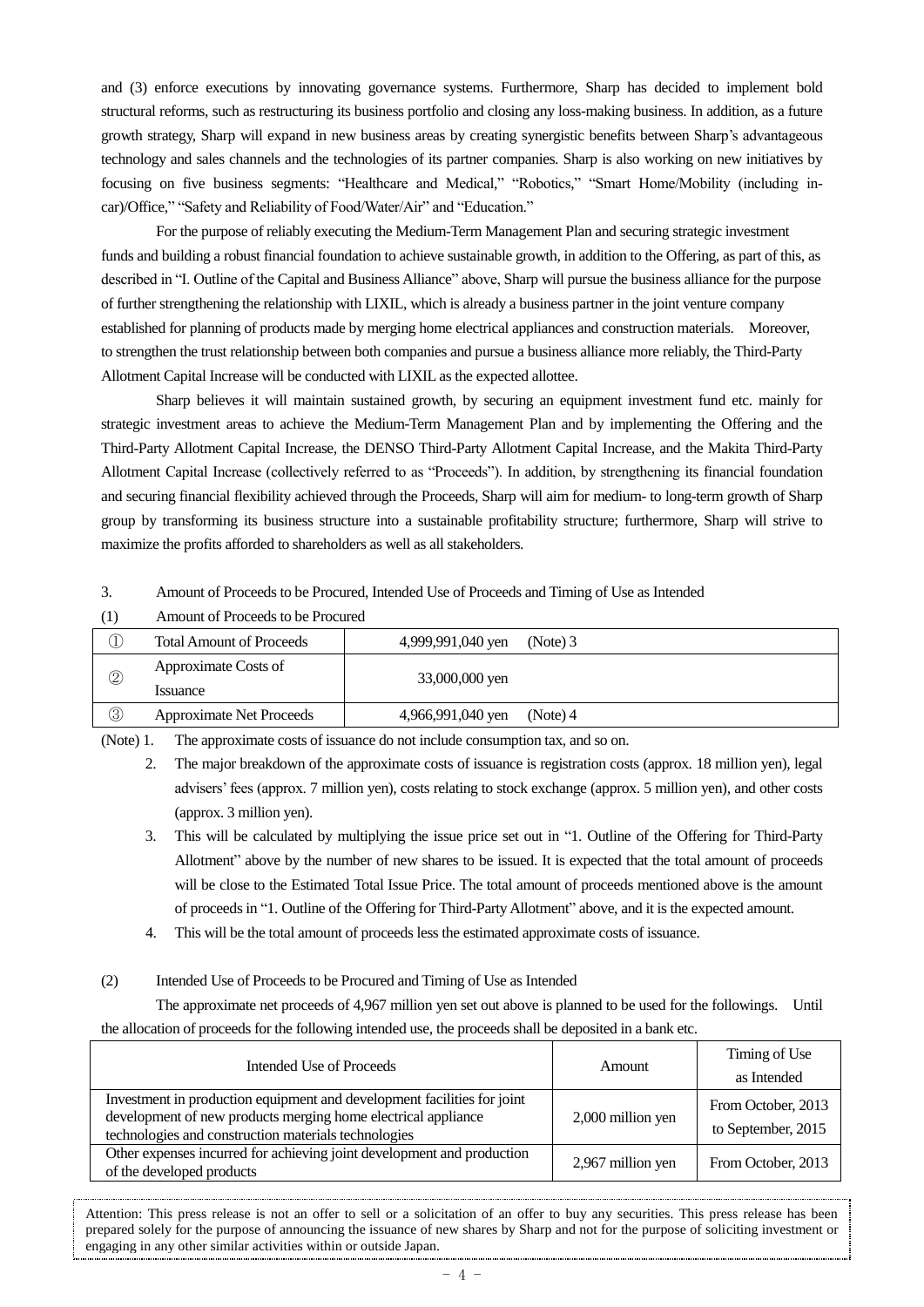and (3) enforce executions by innovating governance systems. Furthermore, Sharp has decided to implement bold structural reforms, such as restructuring its business portfolio and closing any loss-making business. In addition, as a future growth strategy, Sharp will expand in new business areas by creating synergistic benefits between Sharp's advantageous technology and sales channels and the technologies of its partner companies. Sharp is also working on new initiatives by focusing on five business segments: "Healthcare and Medical," "Robotics," "Smart Home/Mobility (including in-car)/Office," "Safety and Reliability of Food/Water/Air" and "Education."

For the purpose of reliably executing the Medium-Term Management Plan and securing strategic investment funds and building a robust financial foundation to achieve sustainable growth, in addition to the Offering, as part of this, as described in "I. Outline of the Capital and Business Alliance" above, Sharp will pursue the business alliance for the purpose of further strengthening the relationship with LIXIL, which is already a business partner in the joint venture company established for planning of products made by merging home electrical appliances and construction materials. Moreover, to strengthen the trust relationship between both companies and pursue a business alliance more reliably, the Third-Party Allotment Capital Increase will be conducted with LIXIL as the expected allottee.

Sharp believes it will maintain sustained growth, by securing an equipment investment fund etc. mainly for strategic investment areas to achieve the Medium-Term Management Plan and by implementing the Offering and the Third-Party Allotment Capital Increase, the DENSO Third-Party Allotment Capital Increase, and the Makita Third-Party Allotment Capital Increase (collectively referred to as "Proceeds"). In addition, by strengthening its financial foundation and securing financial flexibility achieved through the Proceeds, Sharp will aim for medium- to long-term growth of Sharp group by transforming its business structure into a sustainable profitability structure; furthermore, Sharp will strive to maximize the profits afforded to shareholders as well as all stakeholders.

3. Amount of Proceeds to be Procured, Intended Use of Proceeds and Timing of Use as Intended

(1) Amount of Proceeds to be Procured

| | | |
|---|---|---|
| ① | Total Amount of Proceeds | 4,999,991,040 yen (Note) 3 |
| ② | Approximate Costs of Issuance | 33,000,000 yen |
| ③ | Approximate Net Proceeds | 4,966,991,040 yen (Note) 4 |

(Note) 1. The approximate costs of issuance do not include consumption tax, and so on.

2. The major breakdown of the approximate costs of issuance is registration costs (approx. 18 million yen), legal advisers' fees (approx. 7 million yen), costs relating to stock exchange (approx. 5 million yen), and other costs (approx. 3 million yen).

3. This will be calculated by multiplying the issue price set out in "1. Outline of the Offering for Third-Party Allotment" above by the number of new shares to be issued. It is expected that the total amount of proceeds will be close to the Estimated Total Issue Price. The total amount of proceeds mentioned above is the amount of proceeds in "1. Outline of the Offering for Third-Party Allotment" above, and it is the expected amount.

4. This will be the total amount of proceeds less the estimated approximate costs of issuance.

(2) Intended Use of Proceeds to be Procured and Timing of Use as Intended

The approximate net proceeds of 4,967 million yen set out above is planned to be used for the followings. Until the allocation of proceeds for the following intended use, the proceeds shall be deposited in a bank etc.

| Intended Use of Proceeds | Amount | Timing of Use as Intended |
|---|---|---|
| Investment in production equipment and development facilities for joint development of new products merging home electrical appliance technologies and construction materials technologies | 2,000 million yen | From October, 2013 to September, 2015 |
| Other expenses incurred for achieving joint development and production of the developed products | 2,967 million yen | From October, 2013 |

Attention: This press release is not an offer to sell or a solicitation of an offer to buy any securities. This press release has been prepared solely for the purpose of announcing the issuance of new shares by Sharp and not for the purpose of soliciting investment or engaging in any other similar activities within or outside Japan.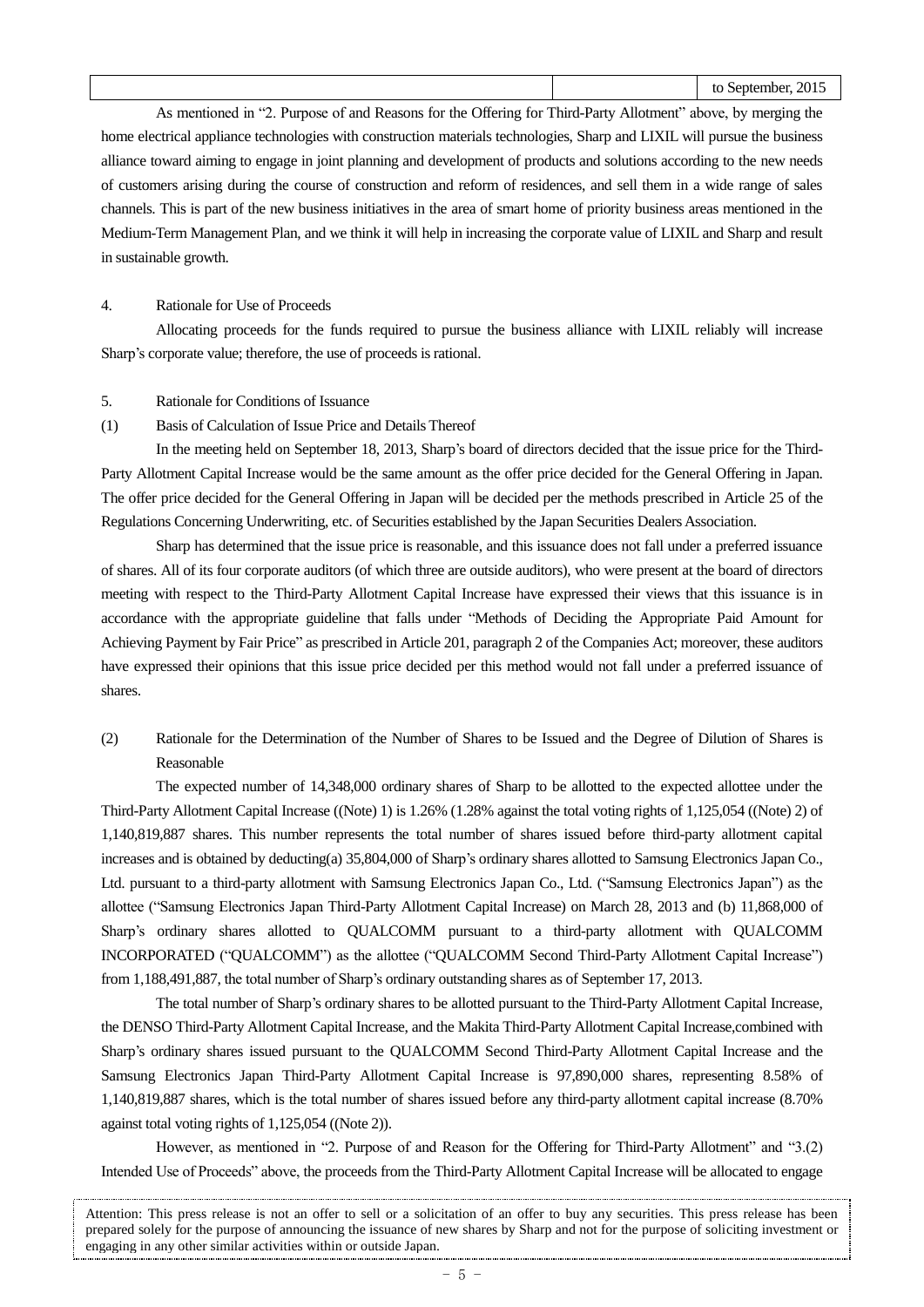| | | to September, 2015 |
|---|---|---|

As mentioned in "2. Purpose of and Reasons for the Offering for Third-Party Allotment" above, by merging the home electrical appliance technologies with construction materials technologies, Sharp and LIXIL will pursue the business alliance toward aiming to engage in joint planning and development of products and solutions according to the new needs of customers arising during the course of construction and reform of residences, and sell them in a wide range of sales channels. This is part of the new business initiatives in the area of smart home of priority business areas mentioned in the Medium-Term Management Plan, and we think it will help in increasing the corporate value of LIXIL and Sharp and result in sustainable growth.

4. Rationale for Use of Proceeds

Allocating proceeds for the funds required to pursue the business alliance with LIXIL reliably will increase Sharp's corporate value; therefore, the use of proceeds is rational.

5. Rationale for Conditions of Issuance

(1) Basis of Calculation of Issue Price and Details Thereof

In the meeting held on September 18, 2013, Sharp's board of directors decided that the issue price for the Third-Party Allotment Capital Increase would be the same amount as the offer price decided for the General Offering in Japan. The offer price decided for the General Offering in Japan will be decided per the methods prescribed in Article 25 of the Regulations Concerning Underwriting, etc. of Securities established by the Japan Securities Dealers Association.

Sharp has determined that the issue price is reasonable, and this issuance does not fall under a preferred issuance of shares. All of its four corporate auditors (of which three are outside auditors), who were present at the board of directors meeting with respect to the Third-Party Allotment Capital Increase have expressed their views that this issuance is in accordance with the appropriate guideline that falls under "Methods of Deciding the Appropriate Paid Amount for Achieving Payment by Fair Price" as prescribed in Article 201, paragraph 2 of the Companies Act; moreover, these auditors have expressed their opinions that this issue price decided per this method would not fall under a preferred issuance of shares.

(2) Rationale for the Determination of the Number of Shares to be Issued and the Degree of Dilution of Shares is Reasonable

The expected number of 14,348,000 ordinary shares of Sharp to be allotted to the expected allottee under the Third-Party Allotment Capital Increase ((Note) 1) is 1.26% (1.28% against the total voting rights of 1,125,054 ((Note) 2) of 1,140,819,887 shares. This number represents the total number of shares issued before third-party allotment capital increases and is obtained by deducting(a) 35,804,000 of Sharp's ordinary shares allotted to Samsung Electronics Japan Co., Ltd. pursuant to a third-party allotment with Samsung Electronics Japan Co., Ltd. ("Samsung Electronics Japan") as the allottee ("Samsung Electronics Japan Third-Party Allotment Capital Increase) on March 28, 2013 and (b) 11,868,000 of Sharp's ordinary shares allotted to QUALCOMM pursuant to a third-party allotment with QUALCOMM INCORPORATED ("QUALCOMM") as the allottee ("QUALCOMM Second Third-Party Allotment Capital Increase") from 1,188,491,887, the total number of Sharp's ordinary outstanding shares as of September 17, 2013.

The total number of Sharp's ordinary shares to be allotted pursuant to the Third-Party Allotment Capital Increase, the DENSO Third-Party Allotment Capital Increase, and the Makita Third-Party Allotment Capital Increase,combined with Sharp's ordinary shares issued pursuant to the QUALCOMM Second Third-Party Allotment Capital Increase and the Samsung Electronics Japan Third-Party Allotment Capital Increase is 97,890,000 shares, representing 8.58% of 1,140,819,887 shares, which is the total number of shares issued before any third-party allotment capital increase (8.70% against total voting rights of 1,125,054 ((Note 2)).

However, as mentioned in "2. Purpose of and Reason for the Offering for Third-Party Allotment" and "3.(2) Intended Use of Proceeds" above, the proceeds from the Third-Party Allotment Capital Increase will be allocated to engage

Attention: This press release is not an offer to sell or a solicitation of an offer to buy any securities. This press release has been prepared solely for the purpose of announcing the issuance of new shares by Sharp and not for the purpose of soliciting investment or engaging in any other similar activities within or outside Japan.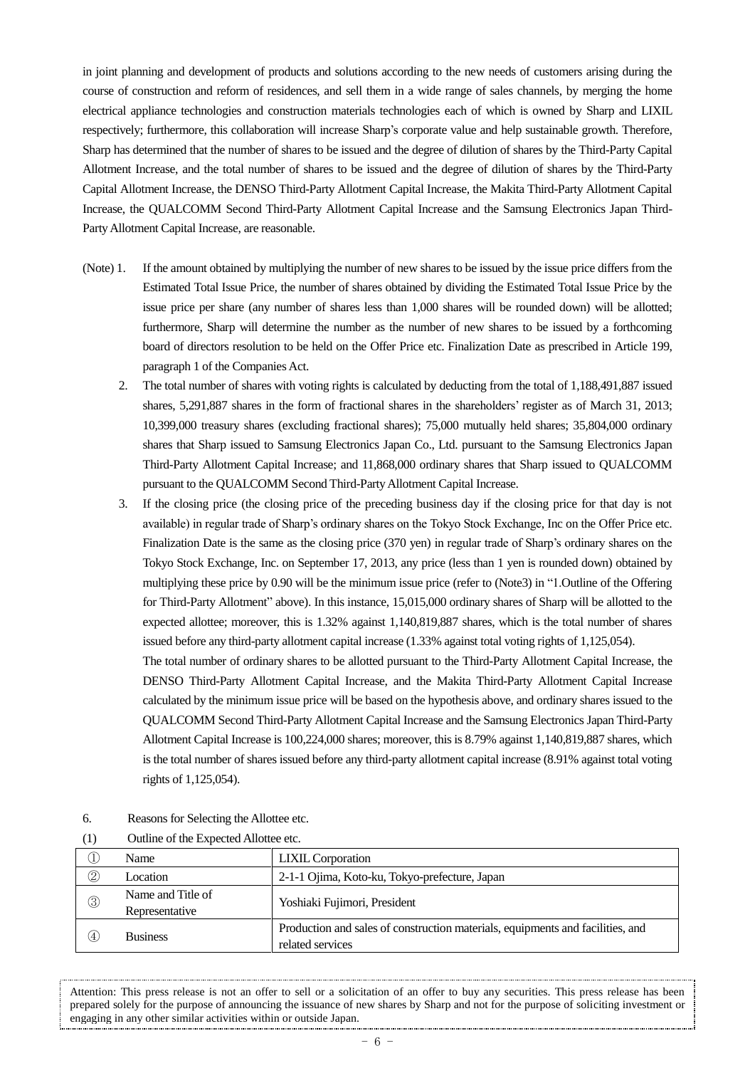in joint planning and development of products and solutions according to the new needs of customers arising during the course of construction and reform of residences, and sell them in a wide range of sales channels, by merging the home electrical appliance technologies and construction materials technologies each of which is owned by Sharp and LIXIL respectively; furthermore, this collaboration will increase Sharp's corporate value and help sustainable growth. Therefore, Sharp has determined that the number of shares to be issued and the degree of dilution of shares by the Third-Party Capital Allotment Increase, and the total number of shares to be issued and the degree of dilution of shares by the Third-Party Capital Allotment Increase, the DENSO Third-Party Allotment Capital Increase, the Makita Third-Party Allotment Capital Increase, the QUALCOMM Second Third-Party Allotment Capital Increase and the Samsung Electronics Japan Third-Party Allotment Capital Increase, are reasonable.

(Note) 1. If the amount obtained by multiplying the number of new shares to be issued by the issue price differs from the Estimated Total Issue Price, the number of shares obtained by dividing the Estimated Total Issue Price by the issue price per share (any number of shares less than 1,000 shares will be rounded down) will be allotted; furthermore, Sharp will determine the number as the number of new shares to be issued by a forthcoming board of directors resolution to be held on the Offer Price etc. Finalization Date as prescribed in Article 199, paragraph 1 of the Companies Act.

2. The total number of shares with voting rights is calculated by deducting from the total of 1,188,491,887 issued shares, 5,291,887 shares in the form of fractional shares in the shareholders' register as of March 31, 2013; 10,399,000 treasury shares (excluding fractional shares); 75,000 mutually held shares; 35,804,000 ordinary shares that Sharp issued to Samsung Electronics Japan Co., Ltd. pursuant to the Samsung Electronics Japan Third-Party Allotment Capital Increase; and 11,868,000 ordinary shares that Sharp issued to QUALCOMM pursuant to the QUALCOMM Second Third-Party Allotment Capital Increase.

3. If the closing price (the closing price of the preceding business day if the closing price for that day is not available) in regular trade of Sharp's ordinary shares on the Tokyo Stock Exchange, Inc on the Offer Price etc. Finalization Date is the same as the closing price (370 yen) in regular trade of Sharp's ordinary shares on the Tokyo Stock Exchange, Inc. on September 17, 2013, any price (less than 1 yen is rounded down) obtained by multiplying these price by 0.90 will be the minimum issue price (refer to (Note3) in "1.Outline of the Offering for Third-Party Allotment" above). In this instance, 15,015,000 ordinary shares of Sharp will be allotted to the expected allottee; moreover, this is 1.32% against 1,140,819,887 shares, which is the total number of shares issued before any third-party allotment capital increase (1.33% against total voting rights of 1,125,054).

The total number of ordinary shares to be allotted pursuant to the Third-Party Allotment Capital Increase, the DENSO Third-Party Allotment Capital Increase, and the Makita Third-Party Allotment Capital Increase calculated by the minimum issue price will be based on the hypothesis above, and ordinary shares issued to the QUALCOMM Second Third-Party Allotment Capital Increase and the Samsung Electronics Japan Third-Party Allotment Capital Increase is 100,224,000 shares; moreover, this is 8.79% against 1,140,819,887 shares, which is the total number of shares issued before any third-party allotment capital increase (8.91% against total voting rights of 1,125,054).

6. Reasons for Selecting the Allottee etc.

(1) Outline of the Expected Allottee etc.

| | | |
|---|---|---|
| ① | Name | LIXIL Corporation |
| ② | Location | 2-1-1 Ojima, Koto-ku, Tokyo-prefecture, Japan |
| ③ | Name and Title of Representative | Yoshiaki Fujimori, President |
| ④ | Business | Production and sales of construction materials, equipments and facilities, and related services |

Attention: This press release is not an offer to sell or a solicitation of an offer to buy any securities. This press release has been prepared solely for the purpose of announcing the issuance of new shares by Sharp and not for the purpose of soliciting investment or engaging in any other similar activities within or outside Japan.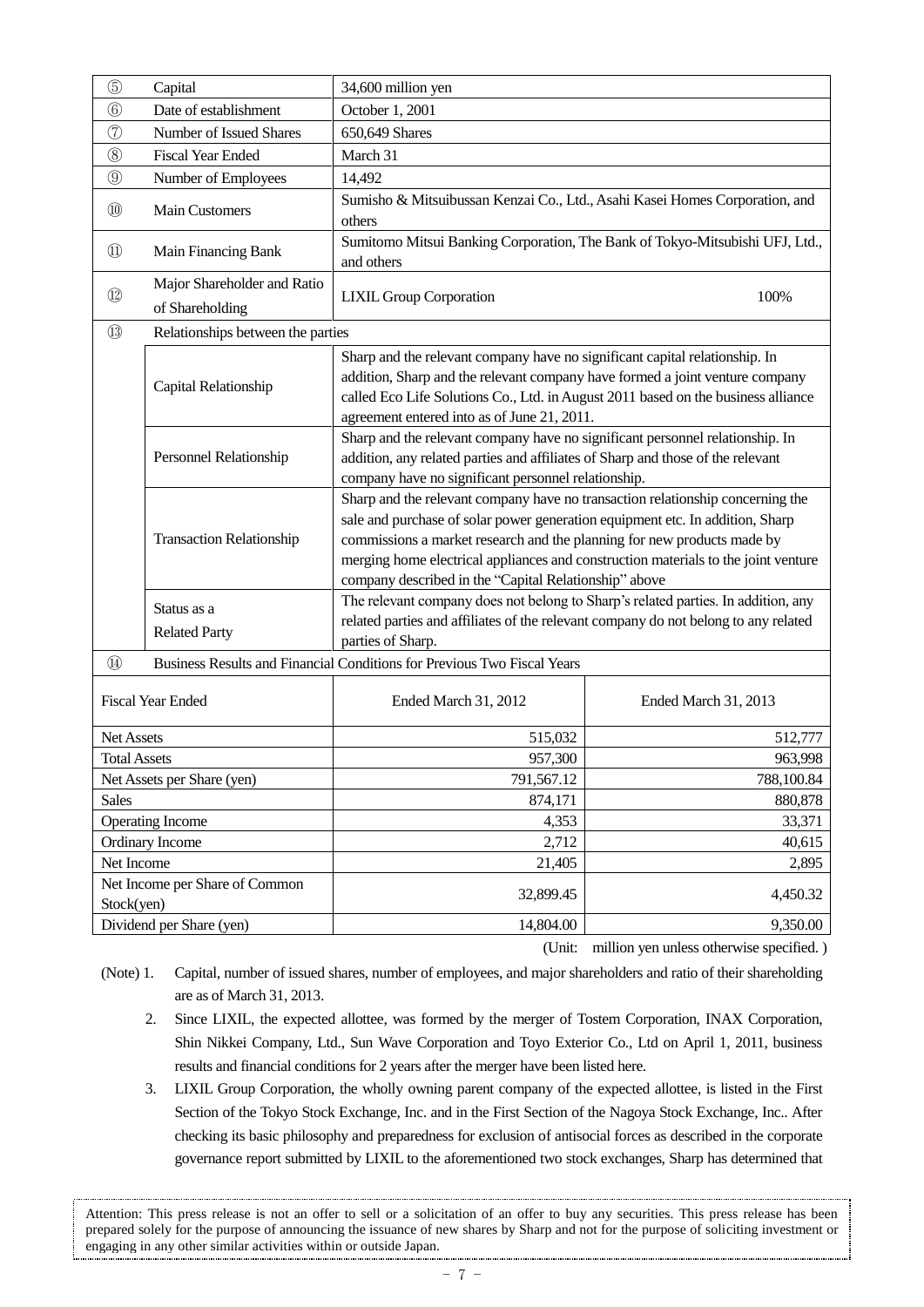| | | |
|---|---|---|
| ⑤ | Capital | 34,600 million yen |
| ⑥ | Date of establishment | October 1, 2001 |
| ⑦ | Number of Issued Shares | 650,649 Shares |
| ⑧ | Fiscal Year Ended | March 31 |
| ⑨ | Number of Employees | 14,492 |
| ⑩ | Main Customers | Sumisho & Mitsuibussan Kenzai Co., Ltd., Asahi Kasei Homes Corporation, and others |
| ⑪ | Main Financing Bank | Sumitomo Mitsui Banking Corporation, The Bank of Tokyo-Mitsubishi UFJ, Ltd., and others |
| ⑫ | Major Shareholder and Ratio of Shareholding | LIXIL Group Corporation 100% |
| ⑬ | Relationships between the parties | |
| | Capital Relationship | Sharp and the relevant company have no significant capital relationship. In addition, Sharp and the relevant company have formed a joint venture company called Eco Life Solutions Co., Ltd. in August 2011 based on the business alliance agreement entered into as of June 21, 2011. |
| | Personnel Relationship | Sharp and the relevant company have no significant personnel relationship. In addition, any related parties and affiliates of Sharp and those of the relevant company have no significant personnel relationship. |
| | Transaction Relationship | Sharp and the relevant company have no transaction relationship concerning the sale and purchase of solar power generation equipment etc. In addition, Sharp commissions a market research and the planning for new products made by merging home electrical appliances and construction materials to the joint venture company described in the "Capital Relationship" above |
| | Status as a Related Party | The relevant company does not belong to Sharp's related parties. In addition, any related parties and affiliates of the relevant company do not belong to any related parties of Sharp. |
| ⑭ | Business Results and Financial Conditions for Previous Two Fiscal Years | |

| Fiscal Year Ended | Ended March 31, 2012 | Ended March 31, 2013 |
|---|---|---|
| Net Assets | 515,032 | 512,777 |
| Total Assets | 957,300 | 963,998 |
| Net Assets per Share (yen) | 791,567.12 | 788,100.84 |
| Sales | 874,171 | 880,878 |
| Operating Income | 4,353 | 33,371 |
| Ordinary Income | 2,712 | 40,615 |
| Net Income | 21,405 | 2,895 |
| Net Income per Share of Common Stock(yen) | 32,899.45 | 4,450.32 |
| Dividend per Share (yen) | 14,804.00 | 9,350.00 |

(Unit: million yen unless otherwise specified. )

(Note) 1. Capital, number of issued shares, number of employees, and major shareholders and ratio of their shareholding are as of March 31, 2013.

2. Since LIXIL, the expected allottee, was formed by the merger of Tostem Corporation, INAX Corporation, Shin Nikkei Company, Ltd., Sun Wave Corporation and Toyo Exterior Co., Ltd on April 1, 2011, business results and financial conditions for 2 years after the merger have been listed here.

3. LIXIL Group Corporation, the wholly owning parent company of the expected allottee, is listed in the First Section of the Tokyo Stock Exchange, Inc. and in the First Section of the Nagoya Stock Exchange, Inc.. After checking its basic philosophy and preparedness for exclusion of antisocial forces as described in the corporate governance report submitted by LIXIL to the aforementioned two stock exchanges, Sharp has determined that

Attention: This press release is not an offer to sell or a solicitation of an offer to buy any securities. This press release has been prepared solely for the purpose of announcing the issuance of new shares by Sharp and not for the purpose of soliciting investment or engaging in any other similar activities within or outside Japan.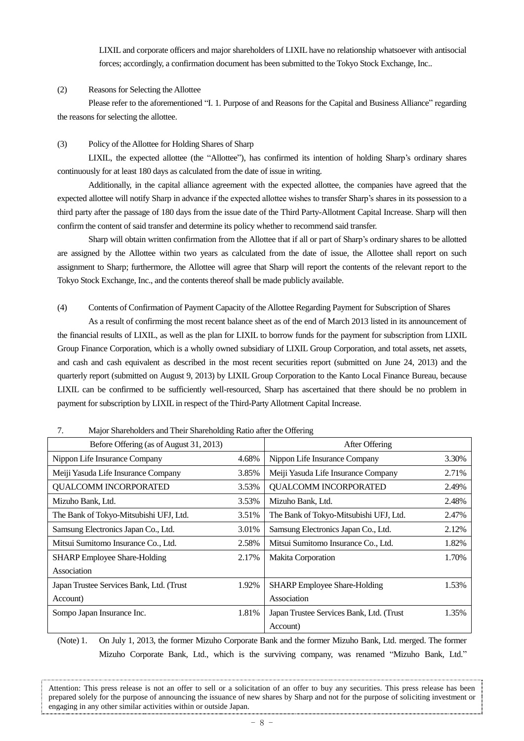LIXIL and corporate officers and major shareholders of LIXIL have no relationship whatsoever with antisocial forces; accordingly, a confirmation document has been submitted to the Tokyo Stock Exchange, Inc..

(2) Reasons for Selecting the Allottee

Please refer to the aforementioned "I. 1. Purpose of and Reasons for the Capital and Business Alliance" regarding the reasons for selecting the allottee.

(3) Policy of the Allottee for Holding Shares of Sharp

LIXIL, the expected allottee (the "Allottee"), has confirmed its intention of holding Sharp's ordinary shares continuously for at least 180 days as calculated from the date of issue in writing.

Additionally, in the capital alliance agreement with the expected allottee, the companies have agreed that the expected allottee will notify Sharp in advance if the expected allottee wishes to transfer Sharp's shares in its possession to a third party after the passage of 180 days from the issue date of the Third Party-Allotment Capital Increase. Sharp will then confirm the content of said transfer and determine its policy whether to recommend said transfer.

Sharp will obtain written confirmation from the Allottee that if all or part of Sharp's ordinary shares to be allotted are assigned by the Allottee within two years as calculated from the date of issue, the Allottee shall report on such assignment to Sharp; furthermore, the Allottee will agree that Sharp will report the contents of the relevant report to the Tokyo Stock Exchange, Inc., and the contents thereof shall be made publicly available.

(4) Contents of Confirmation of Payment Capacity of the Allottee Regarding Payment for Subscription of Shares

As a result of confirming the most recent balance sheet as of the end of March 2013 listed in its announcement of the financial results of LIXIL, as well as the plan for LIXIL to borrow funds for the payment for subscription from LIXIL Group Finance Corporation, which is a wholly owned subsidiary of LIXIL Group Corporation, and total assets, net assets, and cash and cash equivalent as described in the most recent securities report (submitted on June 24, 2013) and the quarterly report (submitted on August 9, 2013) by LIXIL Group Corporation to the Kanto Local Finance Bureau, because LIXIL can be confirmed to be sufficiently well-resourced, Sharp has ascertained that there should be no problem in payment for subscription by LIXIL in respect of the Third-Party Allotment Capital Increase.

7. Major Shareholders and Their Shareholding Ratio after the Offering

| Before Offering (as of August 31, 2013) | | After Offering | |
|---|---|---|---|
| Nippon Life Insurance Company | 4.68% | Nippon Life Insurance Company | 3.30% |
| Meiji Yasuda Life Insurance Company | 3.85% | Meiji Yasuda Life Insurance Company | 2.71% |
| QUALCOMM INCORPORATED | 3.53% | QUALCOMM INCORPORATED | 2.49% |
| Mizuho Bank, Ltd. | 3.53% | Mizuho Bank, Ltd. | 2.48% |
| The Bank of Tokyo-Mitsubishi UFJ, Ltd. | 3.51% | The Bank of Tokyo-Mitsubishi UFJ, Ltd. | 2.47% |
| Samsung Electronics Japan Co., Ltd. | 3.01% | Samsung Electronics Japan Co., Ltd. | 2.12% |
| Mitsui Sumitomo Insurance Co., Ltd. | 2.58% | Mitsui Sumitomo Insurance Co., Ltd. | 1.82% |
| SHARP Employee Share-Holding Association | 2.17% | Makita Corporation | 1.70% |
| Japan Trustee Services Bank, Ltd. (Trust Account) | 1.92% | SHARP Employee Share-Holding Association | 1.53% |
| Sompo Japan Insurance Inc. | 1.81% | Japan Trustee Services Bank, Ltd. (Trust Account) | 1.35% |

(Note) 1. On July 1, 2013, the former Mizuho Corporate Bank and the former Mizuho Bank, Ltd. merged. The former Mizuho Corporate Bank, Ltd., which is the surviving company, was renamed "Mizuho Bank, Ltd."

Attention: This press release is not an offer to sell or a solicitation of an offer to buy any securities. This press release has been prepared solely for the purpose of announcing the issuance of new shares by Sharp and not for the purpose of soliciting investment or engaging in any other similar activities within or outside Japan.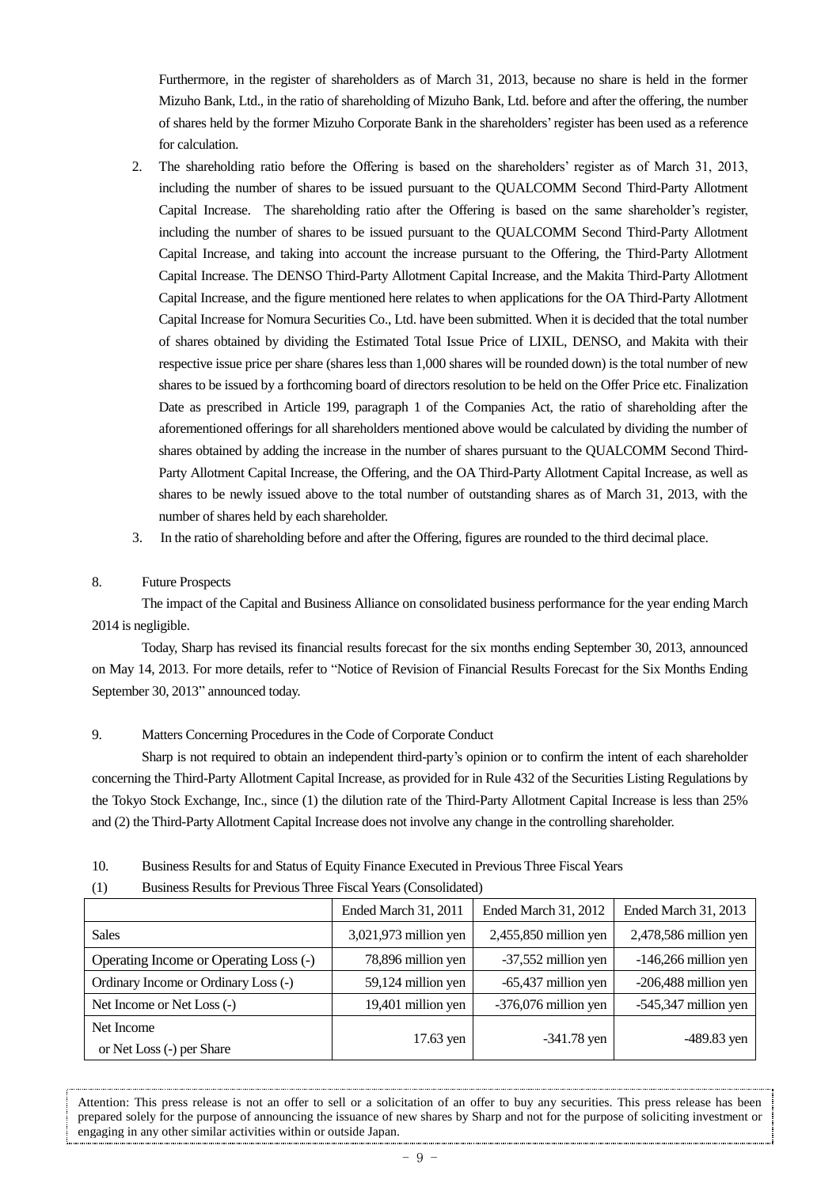Furthermore, in the register of shareholders as of March 31, 2013, because no share is held in the former Mizuho Bank, Ltd., in the ratio of shareholding of Mizuho Bank, Ltd. before and after the offering, the number of shares held by the former Mizuho Corporate Bank in the shareholders' register has been used as a reference for calculation.

2. The shareholding ratio before the Offering is based on the shareholders' register as of March 31, 2013, including the number of shares to be issued pursuant to the QUALCOMM Second Third-Party Allotment Capital Increase. The shareholding ratio after the Offering is based on the same shareholder's register, including the number of shares to be issued pursuant to the QUALCOMM Second Third-Party Allotment Capital Increase, and taking into account the increase pursuant to the Offering, the Third-Party Allotment Capital Increase. The DENSO Third-Party Allotment Capital Increase, and the Makita Third-Party Allotment Capital Increase, and the figure mentioned here relates to when applications for the OA Third-Party Allotment Capital Increase for Nomura Securities Co., Ltd. have been submitted. When it is decided that the total number of shares obtained by dividing the Estimated Total Issue Price of LIXIL, DENSO, and Makita with their respective issue price per share (shares less than 1,000 shares will be rounded down) is the total number of new shares to be issued by a forthcoming board of directors resolution to be held on the Offer Price etc. Finalization Date as prescribed in Article 199, paragraph 1 of the Companies Act, the ratio of shareholding after the aforementioned offerings for all shareholders mentioned above would be calculated by dividing the number of shares obtained by adding the increase in the number of shares pursuant to the QUALCOMM Second Third-Party Allotment Capital Increase, the Offering, and the OA Third-Party Allotment Capital Increase, as well as shares to be newly issued above to the total number of outstanding shares as of March 31, 2013, with the number of shares held by each shareholder.

3. In the ratio of shareholding before and after the Offering, figures are rounded to the third decimal place.

## 8. Future Prospects

The impact of the Capital and Business Alliance on consolidated business performance for the year ending March 2014 is negligible.

Today, Sharp has revised its financial results forecast for the six months ending September 30, 2013, announced on May 14, 2013. For more details, refer to "Notice of Revision of Financial Results Forecast for the Six Months Ending September 30, 2013" announced today.

## 9. Matters Concerning Procedures in the Code of Corporate Conduct

Sharp is not required to obtain an independent third-party's opinion or to confirm the intent of each shareholder concerning the Third-Party Allotment Capital Increase, as provided for in Rule 432 of the Securities Listing Regulations by the Tokyo Stock Exchange, Inc., since (1) the dilution rate of the Third-Party Allotment Capital Increase is less than 25% and (2) the Third-Party Allotment Capital Increase does not involve any change in the controlling shareholder.

## 10. Business Results for and Status of Equity Finance Executed in Previous Three Fiscal Years

(1) Business Results for Previous Three Fiscal Years (Consolidated)

| | Ended March 31, 2011 | Ended March 31, 2012 | Ended March 31, 2013 |
|---|---|---|---|
| Sales | 3,021,973 million yen | 2,455,850 million yen | 2,478,586 million yen |
| Operating Income or Operating Loss (-) | 78,896 million yen | -37,552 million yen | -146,266 million yen |
| Ordinary Income or Ordinary Loss (-) | 59,124 million yen | -65,437 million yen | -206,488 million yen |
| Net Income or Net Loss (-) | 19,401 million yen | -376,076 million yen | -545,347 million yen |
| Net Income or Net Loss (-) per Share | 17.63 yen | -341.78 yen | -489.83 yen |

Attention: This press release is not an offer to sell or a solicitation of an offer to buy any securities. This press release has been prepared solely for the purpose of announcing the issuance of new shares by Sharp and not for the purpose of soliciting investment or engaging in any other similar activities within or outside Japan.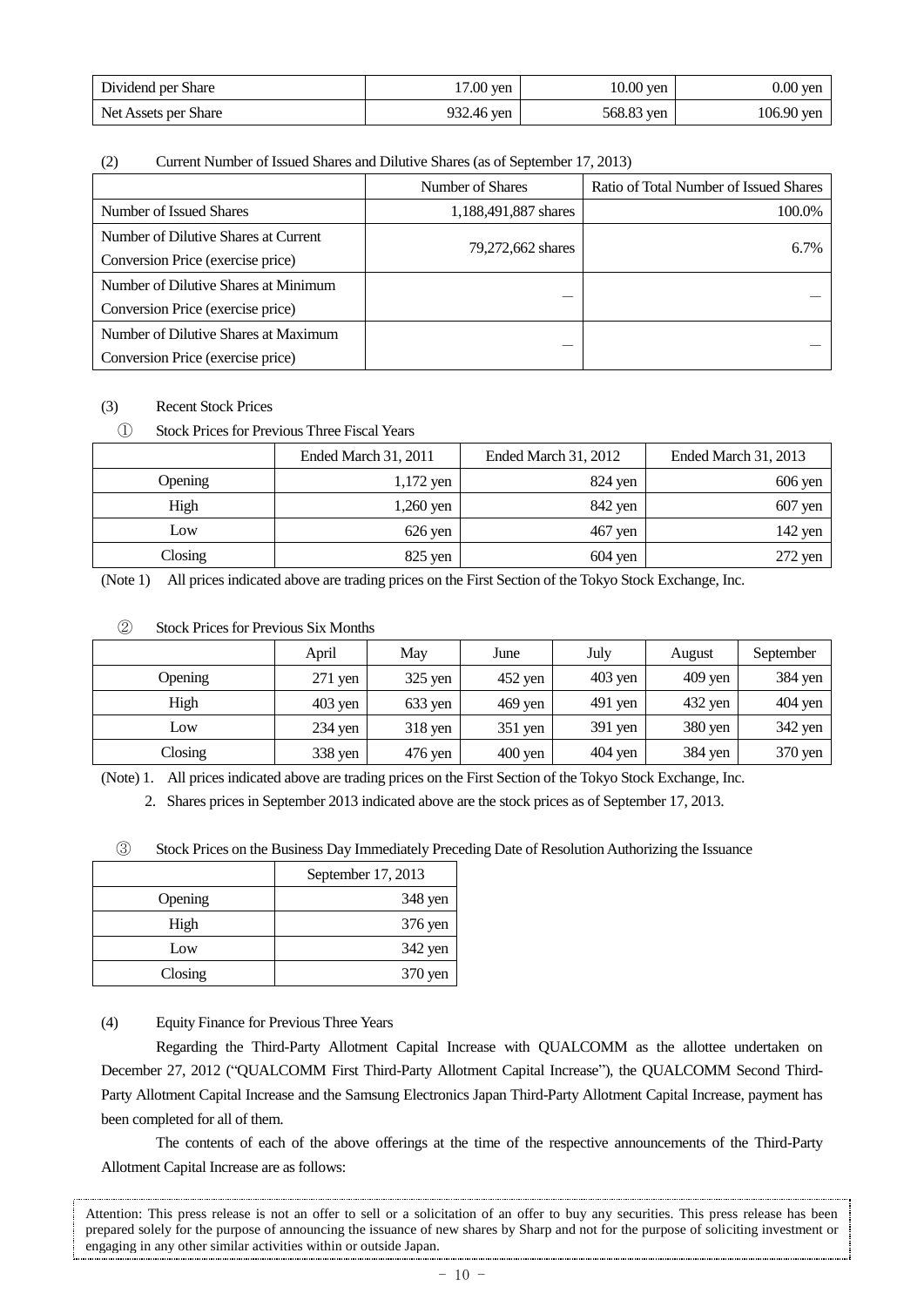| Dividend per Share | 17.00 yen | 10.00 yen | 0.00 yen |
|---|---|---|---|
| Net Assets per Share | 932.46 yen | 568.83 yen | 106.90 yen |

(2) Current Number of Issued Shares and Dilutive Shares (as of September 17, 2013)

| | Number of Shares | Ratio of Total Number of Issued Shares |
|---|---|---|
| Number of Issued Shares | 1,188,491,887 shares | 100.0% |
| Number of Dilutive Shares at Current Conversion Price (exercise price) | 79,272,662 shares | 6.7% |
| Number of Dilutive Shares at Minimum Conversion Price (exercise price) | ― | ― |
| Number of Dilutive Shares at Maximum Conversion Price (exercise price) | ― | ― |

(3) Recent Stock Prices

① Stock Prices for Previous Three Fiscal Years

| | Ended March 31, 2011 | Ended March 31, 2012 | Ended March 31, 2013 |
|---|---|---|---|
| Opening | 1,172 yen | 824 yen | 606 yen |
| High | 1,260 yen | 842 yen | 607 yen |
| Low | 626 yen | 467 yen | 142 yen |
| Closing | 825 yen | 604 yen | 272 yen |

(Note 1) All prices indicated above are trading prices on the First Section of the Tokyo Stock Exchange, Inc.

② Stock Prices for Previous Six Months

| | April | May | June | July | August | September |
|---|---|---|---|---|---|---|
| Opening | 271 yen | 325 yen | 452 yen | 403 yen | 409 yen | 384 yen |
| High | 403 yen | 633 yen | 469 yen | 491 yen | 432 yen | 404 yen |
| Low | 234 yen | 318 yen | 351 yen | 391 yen | 380 yen | 342 yen |
| Closing | 338 yen | 476 yen | 400 yen | 404 yen | 384 yen | 370 yen |

(Note) 1. All prices indicated above are trading prices on the First Section of the Tokyo Stock Exchange, Inc.

2. Shares prices in September 2013 indicated above are the stock prices as of September 17, 2013.

③ Stock Prices on the Business Day Immediately Preceding Date of Resolution Authorizing the Issuance

| | September 17, 2013 |
|---|---|
| Opening | 348 yen |
| High | 376 yen |
| Low | 342 yen |
| Closing | 370 yen |

(4) Equity Finance for Previous Three Years

Regarding the Third-Party Allotment Capital Increase with QUALCOMM as the allottee undertaken on December 27, 2012 ("QUALCOMM First Third-Party Allotment Capital Increase"), the QUALCOMM Second Third-Party Allotment Capital Increase and the Samsung Electronics Japan Third-Party Allotment Capital Increase, payment has been completed for all of them.

The contents of each of the above offerings at the time of the respective announcements of the Third-Party Allotment Capital Increase are as follows:

Attention: This press release is not an offer to sell or a solicitation of an offer to buy any securities. This press release has been prepared solely for the purpose of announcing the issuance of new shares by Sharp and not for the purpose of soliciting investment or engaging in any other similar activities within or outside Japan.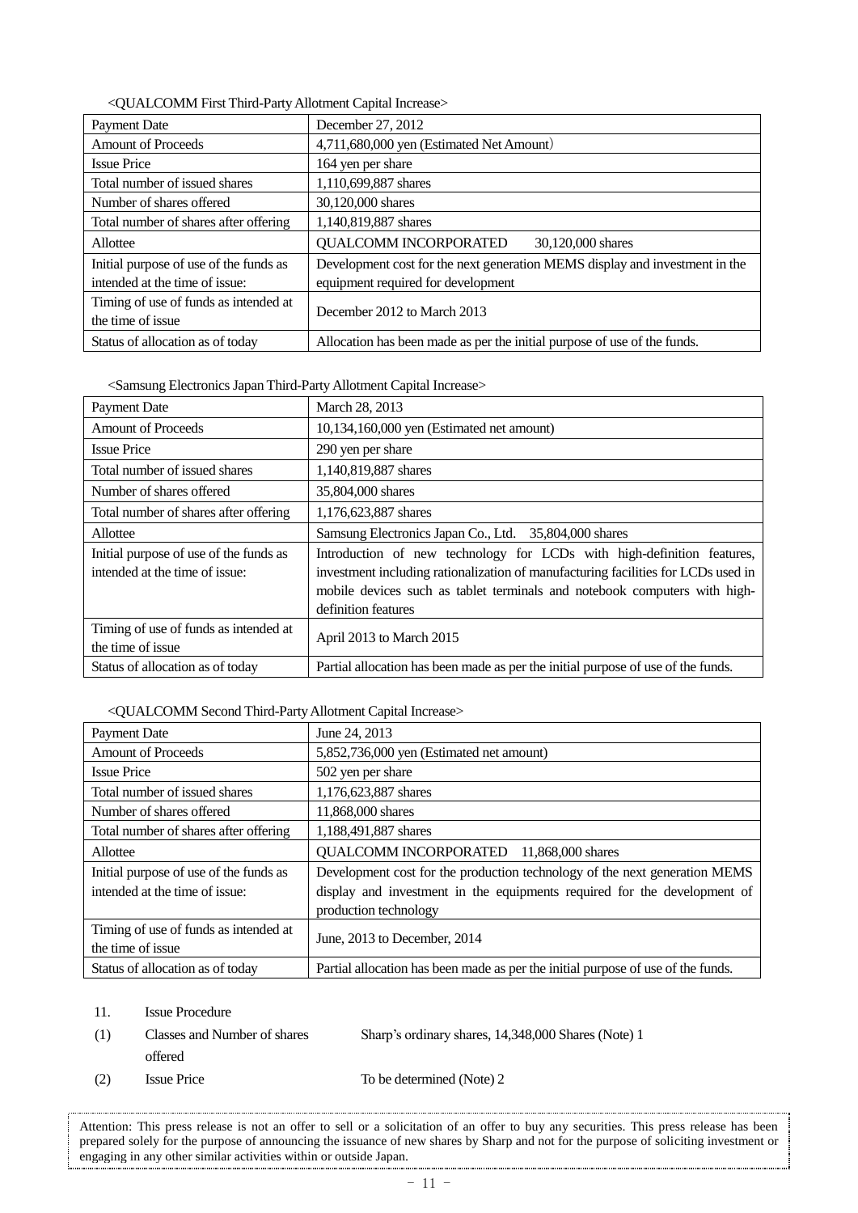<QUALCOMM First Third-Party Allotment Capital Increase>

| Payment Date | December 27, 2012 |
|---|---|
| Amount of Proceeds | 4,711,680,000 yen (Estimated Net Amount) |
| Issue Price | 164 yen per share |
| Total number of issued shares | 1,110,699,887 shares |
| Number of shares offered | 30,120,000 shares |
| Total number of shares after offering | 1,140,819,887 shares |
| Allottee | QUALCOMM INCORPORATED 30,120,000 shares |
| Initial purpose of use of the funds as intended at the time of issue: | Development cost for the next generation MEMS display and investment in the equipment required for development |
| Timing of use of funds as intended at the time of issue | December 2012 to March 2013 |
| Status of allocation as of today | Allocation has been made as per the initial purpose of use of the funds. |

<Samsung Electronics Japan Third-Party Allotment Capital Increase>

| Payment Date | March 28, 2013 |
|---|---|
| Amount of Proceeds | 10,134,160,000 yen (Estimated net amount) |
| Issue Price | 290 yen per share |
| Total number of issued shares | 1,140,819,887 shares |
| Number of shares offered | 35,804,000 shares |
| Total number of shares after offering | 1,176,623,887 shares |
| Allottee | Samsung Electronics Japan Co., Ltd. 35,804,000 shares |
| Initial purpose of use of the funds as intended at the time of issue: | Introduction of new technology for LCDs with high-definition features, investment including rationalization of manufacturing facilities for LCDs used in mobile devices such as tablet terminals and notebook computers with high-definition features |
| Timing of use of funds as intended at the time of issue | April 2013 to March 2015 |
| Status of allocation as of today | Partial allocation has been made as per the initial purpose of use of the funds. |

<QUALCOMM Second Third-Party Allotment Capital Increase>

| Payment Date | June 24, 2013 |
|---|---|
| Amount of Proceeds | 5,852,736,000 yen (Estimated net amount) |
| Issue Price | 502 yen per share |
| Total number of issued shares | 1,176,623,887 shares |
| Number of shares offered | 11,868,000 shares |
| Total number of shares after offering | 1,188,491,887 shares |
| Allottee | QUALCOMM INCORPORATED 11,868,000 shares |
| Initial purpose of use of the funds as intended at the time of issue: | Development cost for the production technology of the next generation MEMS display and investment in the equipments required for the development of production technology |
| Timing of use of funds as intended at the time of issue | June, 2013 to December, 2014 |
| Status of allocation as of today | Partial allocation has been made as per the initial purpose of use of the funds. |

11. Issue Procedure

(1) Classes and Number of shares offered — Sharp's ordinary shares, 14,348,000 Shares (Note) 1

(2) Issue Price — To be determined (Note) 2

Attention: This press release is not an offer to sell or a solicitation of an offer to buy any securities. This press release has been prepared solely for the purpose of announcing the issuance of new shares by Sharp and not for the purpose of soliciting investment or engaging in any other similar activities within or outside Japan.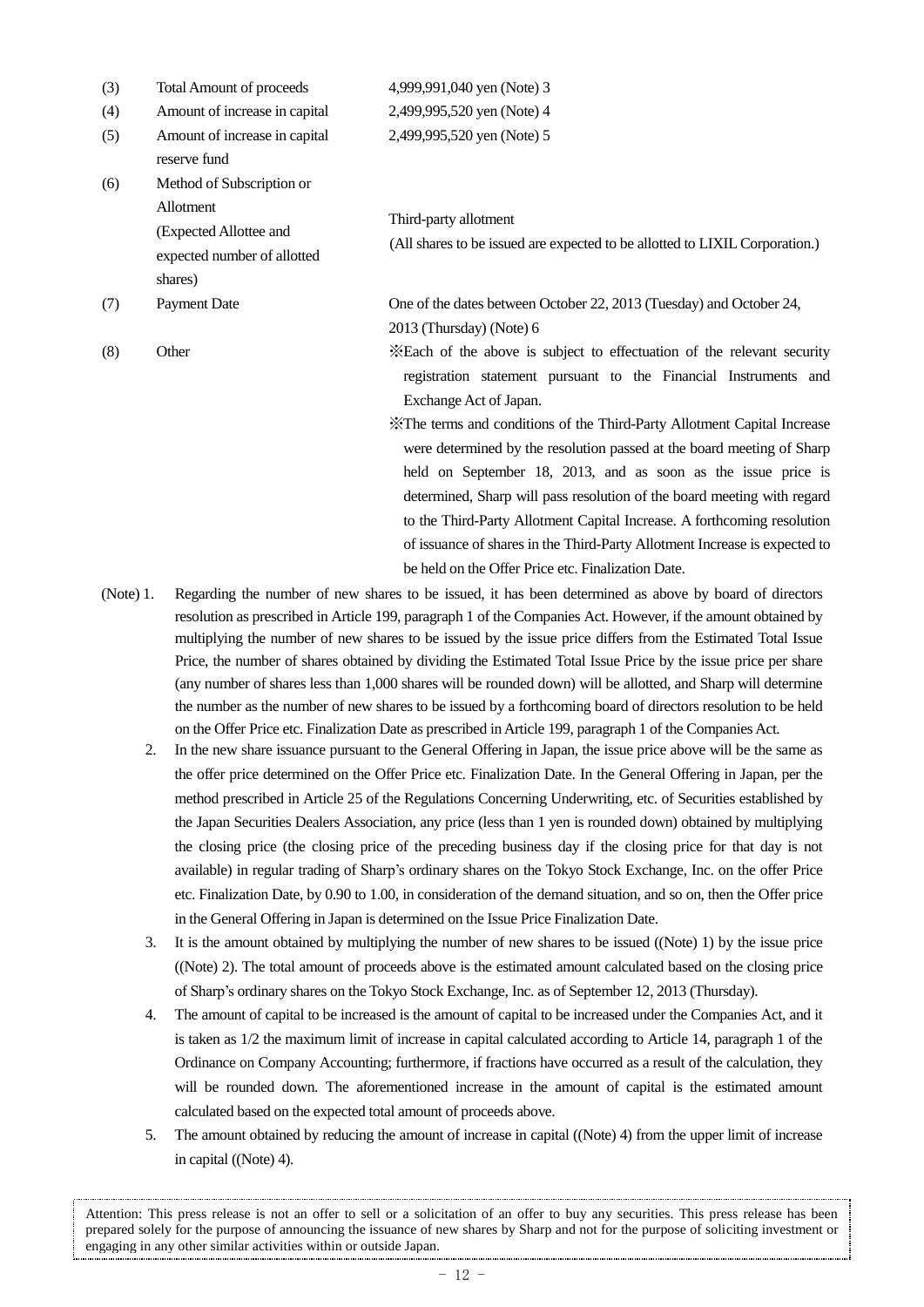| | | |
|---|---|---|
| (3) | Total Amount of proceeds | 4,999,991,040 yen (Note) 3 |
| (4) | Amount of increase in capital | 2,499,995,520 yen (Note) 4 |
| (5) | Amount of increase in capital reserve fund | 2,499,995,520 yen (Note) 5 |
| (6) | Method of Subscription or Allotment (Expected Allottee and expected number of allotted shares) | Third-party allotment<br>(All shares to be issued are expected to be allotted to LIXIL Corporation.) |
| (7) | Payment Date | One of the dates between October 22, 2013 (Tuesday) and October 24, 2013 (Thursday) (Note) 6 |
| (8) | Other | ※Each of the above is subject to effectuation of the relevant security registration statement pursuant to the Financial Instruments and Exchange Act of Japan.<br>※The terms and conditions of the Third-Party Allotment Capital Increase were determined by the resolution passed at the board meeting of Sharp held on September 18, 2013, and as soon as the issue price is determined, Sharp will pass resolution of the board meeting with regard to the Third-Party Allotment Capital Increase. A forthcoming resolution of issuance of shares in the Third-Party Allotment Increase is expected to be held on the Offer Price etc. Finalization Date. |

(Note) 1. Regarding the number of new shares to be issued, it has been determined as above by board of directors resolution as prescribed in Article 199, paragraph 1 of the Companies Act. However, if the amount obtained by multiplying the number of new shares to be issued by the issue price differs from the Estimated Total Issue Price, the number of shares obtained by dividing the Estimated Total Issue Price by the issue price per share (any number of shares less than 1,000 shares will be rounded down) will be allotted, and Sharp will determine the number as the number of new shares to be issued by a forthcoming board of directors resolution to be held on the Offer Price etc. Finalization Date as prescribed in Article 199, paragraph 1 of the Companies Act.

2. In the new share issuance pursuant to the General Offering in Japan, the issue price above will be the same as the offer price determined on the Offer Price etc. Finalization Date. In the General Offering in Japan, per the method prescribed in Article 25 of the Regulations Concerning Underwriting, etc. of Securities established by the Japan Securities Dealers Association, any price (less than 1 yen is rounded down) obtained by multiplying the closing price (the closing price of the preceding business day if the closing price for that day is not available) in regular trading of Sharp's ordinary shares on the Tokyo Stock Exchange, Inc. on the offer Price etc. Finalization Date, by 0.90 to 1.00, in consideration of the demand situation, and so on, then the Offer price in the General Offering in Japan is determined on the Issue Price Finalization Date.

3. It is the amount obtained by multiplying the number of new shares to be issued ((Note) 1) by the issue price ((Note) 2). The total amount of proceeds above is the estimated amount calculated based on the closing price of Sharp's ordinary shares on the Tokyo Stock Exchange, Inc. as of September 12, 2013 (Thursday).

4. The amount of capital to be increased is the amount of capital to be increased under the Companies Act, and it is taken as 1/2 the maximum limit of increase in capital calculated according to Article 14, paragraph 1 of the Ordinance on Company Accounting; furthermore, if fractions have occurred as a result of the calculation, they will be rounded down. The aforementioned increase in the amount of capital is the estimated amount calculated based on the expected total amount of proceeds above.

5. The amount obtained by reducing the amount of increase in capital ((Note) 4) from the upper limit of increase in capital ((Note) 4).

Attention: This press release is not an offer to sell or a solicitation of an offer to buy any securities. This press release has been prepared solely for the purpose of announcing the issuance of new shares by Sharp and not for the purpose of soliciting investment or engaging in any other similar activities within or outside Japan.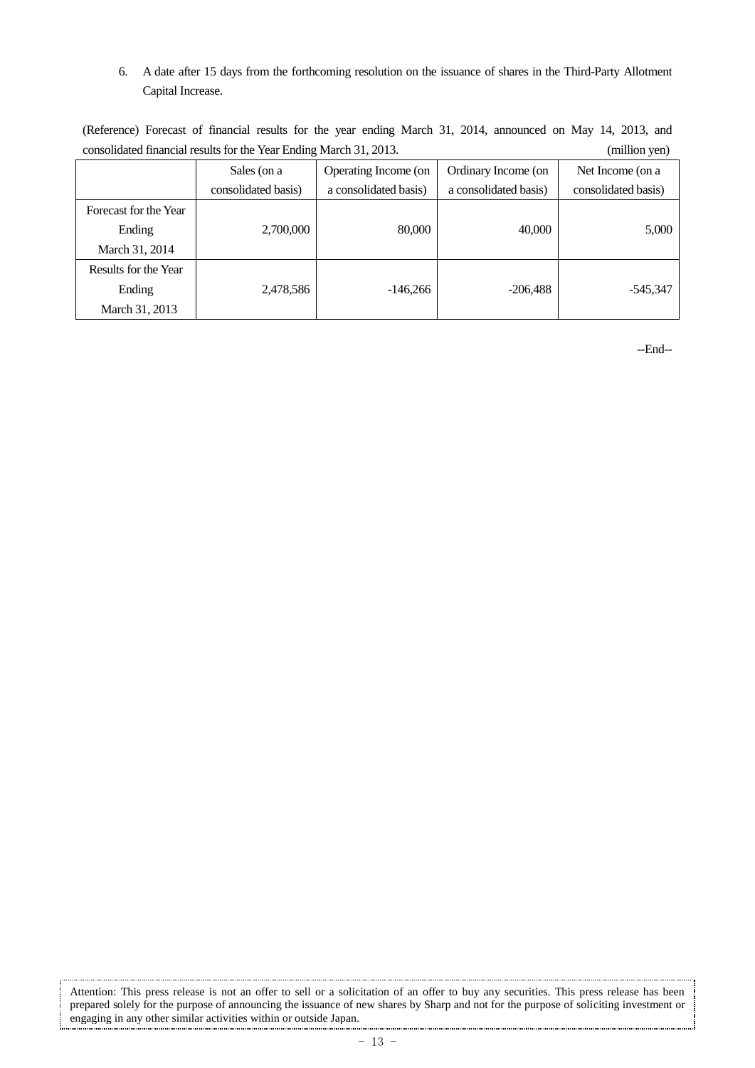6. A date after 15 days from the forthcoming resolution on the issuance of shares in the Third-Party Allotment Capital Increase.

(Reference) Forecast of financial results for the year ending March 31, 2014, announced on May 14, 2013, and consolidated financial results for the Year Ending March 31, 2013. (million yen)

| | Sales (on a consolidated basis) | Operating Income (on a consolidated basis) | Ordinary Income (on a consolidated basis) | Net Income (on a consolidated basis) |
|---|---|---|---|---|
| Forecast for the Year Ending March 31, 2014 | 2,700,000 | 80,000 | 40,000 | 5,000 |
| Results for the Year Ending March 31, 2013 | 2,478,586 | -146,266 | -206,488 | -545,347 |

--End--

Attention: This press release is not an offer to sell or a solicitation of an offer to buy any securities. This press release has been prepared solely for the purpose of announcing the issuance of new shares by Sharp and not for the purpose of soliciting investment or engaging in any other similar activities within or outside Japan.